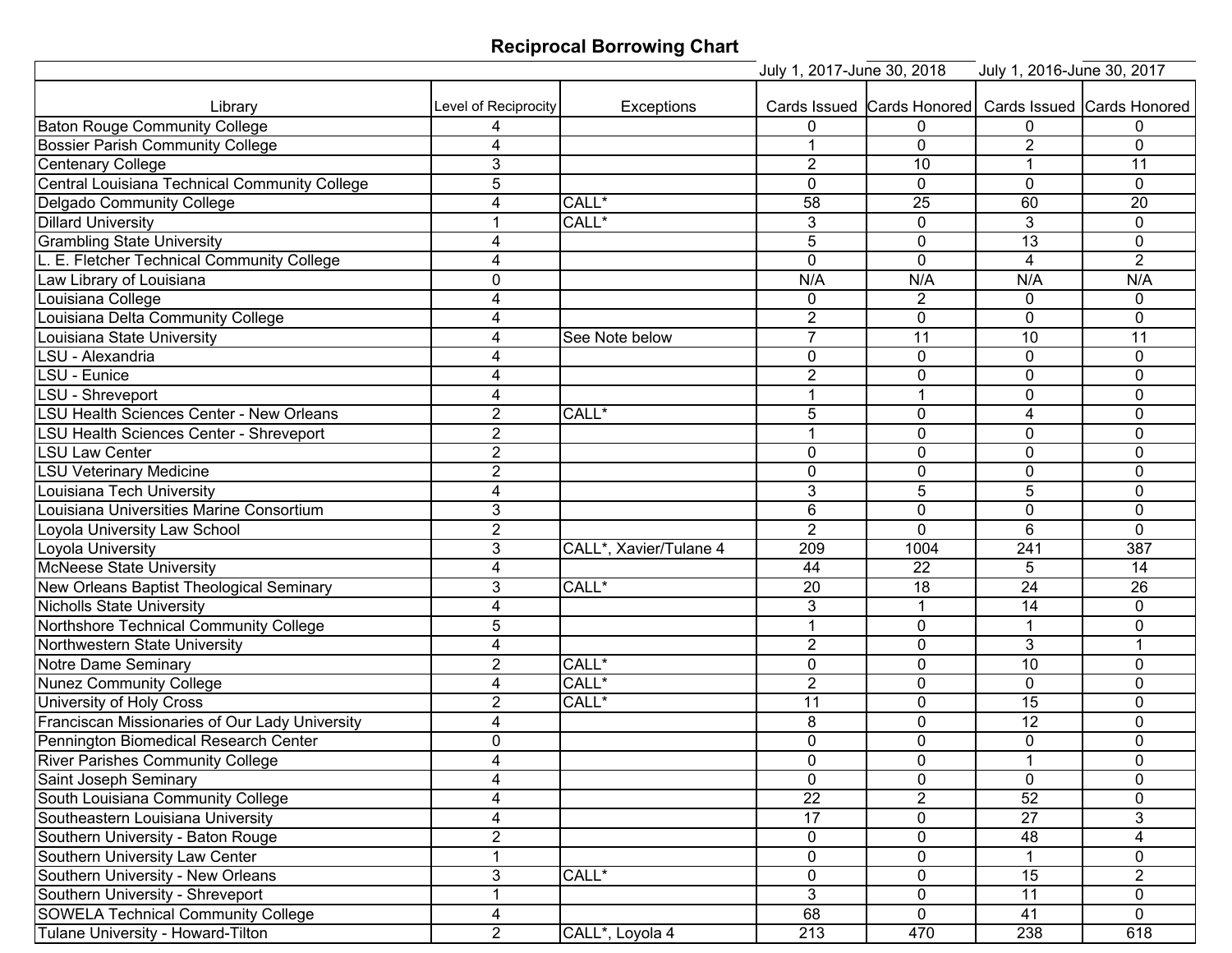# Reciprocal Borrowing Chart

| Library | Level of Reciprocity | Exceptions | July 1, 2017-June 30, 2018 | | July 1, 2016-June 30, 2017 | |
|---|---|---|---|---|---|---|
| | | | Cards Issued | Cards Honored | Cards Issued | Cards Honored |
| Baton Rouge Community College | 4 | | 0 | 0 | 0 | 0 |
| Bossier Parish Community College | 4 | | 1 | 0 | 2 | 0 |
| Centenary College | 3 | | 2 | 10 | 1 | 11 |
| Central Louisiana Technical Community College | 5 | | 0 | 0 | 0 | 0 |
| Delgado Community College | 4 | CALL* | 58 | 25 | 60 | 20 |
| Dillard University | 1 | CALL* | 3 | 0 | 3 | 0 |
| Grambling State University | 4 | | 5 | 0 | 13 | 0 |
| L. E. Fletcher Technical Community College | 4 | | 0 | 0 | 4 | 2 |
| Law Library of Louisiana | 0 | | N/A | N/A | N/A | N/A |
| Louisiana College | 4 | | 0 | 2 | 0 | 0 |
| Louisiana Delta Community College | 4 | | 2 | 0 | 0 | 0 |
| Louisiana State University | 4 | See Note below | 7 | 11 | 10 | 11 |
| LSU - Alexandria | 4 | | 0 | 0 | 0 | 0 |
| LSU - Eunice | 4 | | 2 | 0 | 0 | 0 |
| LSU - Shreveport | 4 | | 1 | 1 | 0 | 0 |
| LSU Health Sciences Center - New Orleans | 2 | CALL* | 5 | 0 | 4 | 0 |
| LSU Health Sciences Center - Shreveport | 2 | | 1 | 0 | 0 | 0 |
| LSU Law Center | 2 | | 0 | 0 | 0 | 0 |
| LSU Veterinary Medicine | 2 | | 0 | 0 | 0 | 0 |
| Louisiana Tech University | 4 | | 3 | 5 | 5 | 0 |
| Louisiana Universities Marine Consortium | 3 | | 6 | 0 | 0 | 0 |
| Loyola University Law School | 2 | | 2 | 0 | 6 | 0 |
| Loyola University | 3 | CALL*, Xavier/Tulane 4 | 209 | 1004 | 241 | 387 |
| McNeese State University | 4 | | 44 | 22 | 5 | 14 |
| New Orleans Baptist Theological Seminary | 3 | CALL* | 20 | 18 | 24 | 26 |
| Nicholls State University | 4 | | 3 | 1 | 14 | 0 |
| Northshore Technical Community College | 5 | | 1 | 0 | 1 | 0 |
| Northwestern State University | 4 | | 2 | 0 | 3 | 1 |
| Notre Dame Seminary | 2 | CALL* | 0 | 0 | 10 | 0 |
| Nunez Community College | 4 | CALL* | 2 | 0 | 0 | 0 |
| University of Holy Cross | 2 | CALL* | 11 | 0 | 15 | 0 |
| Franciscan Missionaries of Our Lady University | 4 | | 8 | 0 | 12 | 0 |
| Pennington Biomedical Research Center | 0 | | 0 | 0 | 0 | 0 |
| River Parishes Community College | 4 | | 0 | 0 | 1 | 0 |
| Saint Joseph Seminary | 4 | | 0 | 0 | 0 | 0 |
| South Louisiana Community College | 4 | | 22 | 2 | 52 | 0 |
| Southeastern Louisiana University | 4 | | 17 | 0 | 27 | 3 |
| Southern University - Baton Rouge | 2 | | 0 | 0 | 48 | 4 |
| Southern University Law Center | 1 | | 0 | 0 | 1 | 0 |
| Southern University - New Orleans | 3 | CALL* | 0 | 0 | 15 | 2 |
| Southern University - Shreveport | 1 | | 3 | 0 | 11 | 0 |
| SOWELA Technical Community College | 4 | | 68 | 0 | 41 | 0 |
| Tulane University - Howard-Tilton | 2 | CALL*, Loyola 4 | 213 | 470 | 238 | 618 |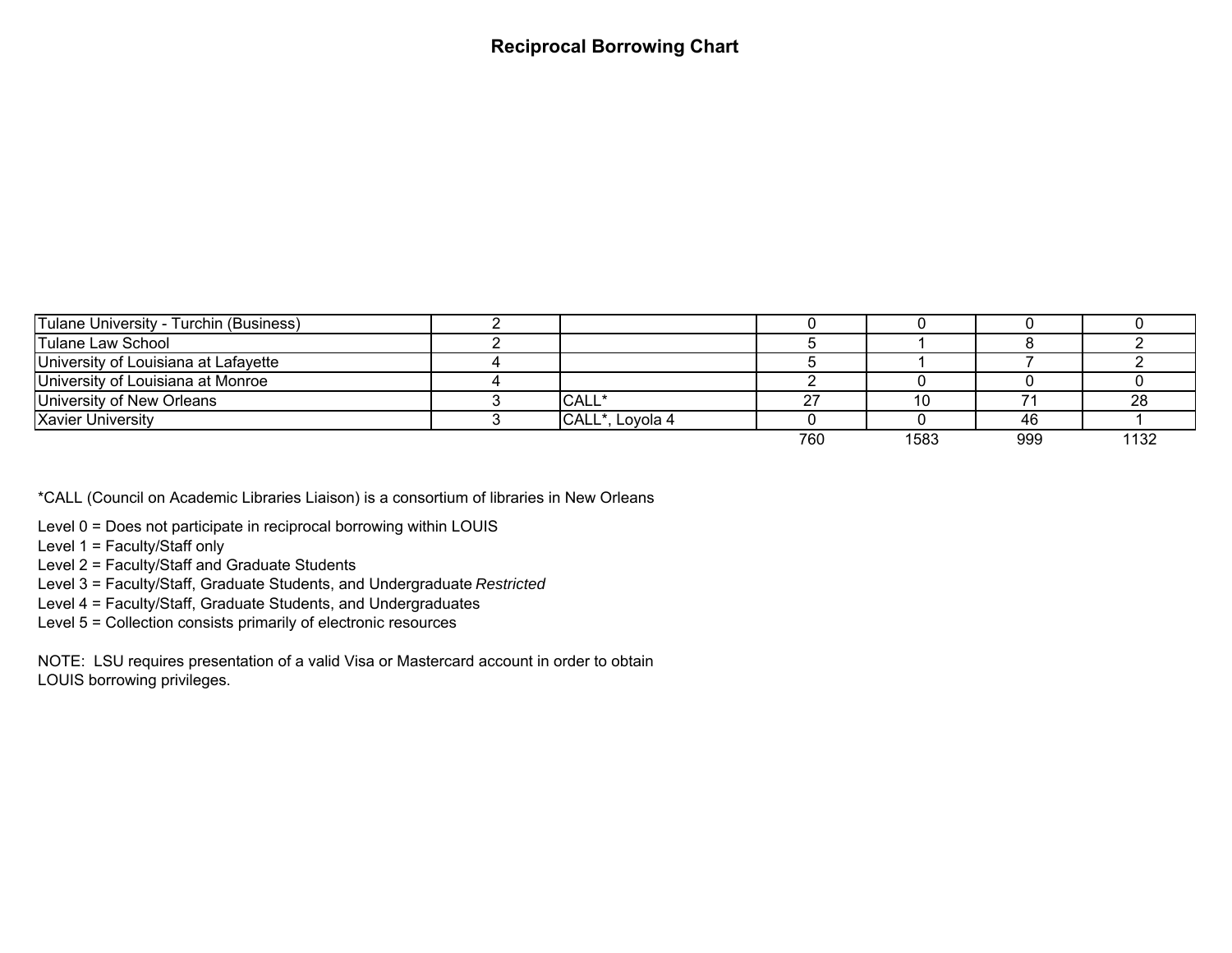**Reciprocal Borrowing Chart**

| | | | | | | |
|---|---|---|---|---|---|---|
| Tulane University - Turchin (Business) | 2 | | 0 | 0 | 0 | 0 |
| Tulane Law School | 2 | | 5 | 1 | 8 | 2 |
| University of Louisiana at Lafayette | 4 | | 5 | 1 | 7 | 2 |
| University of Louisiana at Monroe | 4 | | 2 | 0 | 0 | 0 |
| University of New Orleans | 3 | CALL* | 27 | 10 | 71 | 28 |
| Xavier University | 3 | CALL*, Loyola 4 | 0 | 0 | 46 | 1 |
| | | | 760 | 1583 | 999 | 1132 |

*CALL (Council on Academic Libraries Liaison) is a consortium of libraries in New Orleans

Level 0 = Does not participate in reciprocal borrowing within LOUIS
Level 1 = Faculty/Staff only
Level 2 = Faculty/Staff and Graduate Students
Level 3 = Faculty/Staff, Graduate Students, and Undergraduate *Restricted*
Level 4 = Faculty/Staff, Graduate Students, and Undergraduates
Level 5 = Collection consists primarily of electronic resources

NOTE: LSU requires presentation of a valid Visa or Mastercard account in order to obtain LOUIS borrowing privileges.